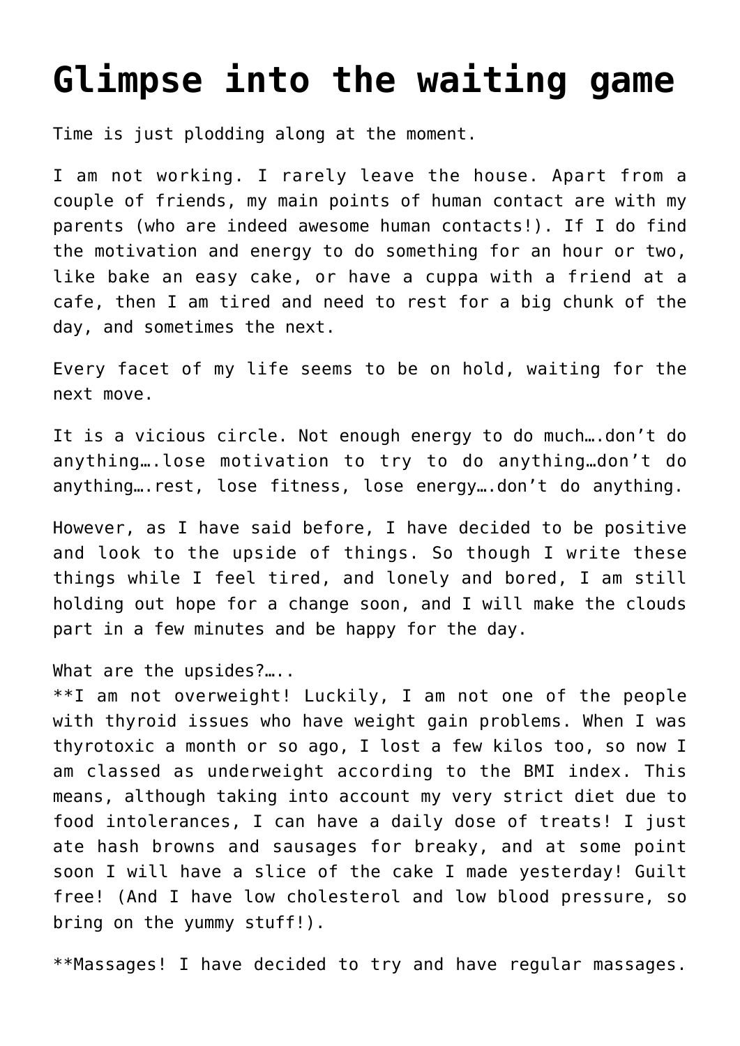# Glimpse into the waiting game

Time is just plodding along at the moment.

I am not working. I rarely leave the house. Apart from a couple of friends, my main points of human contact are with my parents (who are indeed awesome human contacts!). If I do find the motivation and energy to do something for an hour or two, like bake an easy cake, or have a cuppa with a friend at a cafe, then I am tired and need to rest for a big chunk of the day, and sometimes the next.

Every facet of my life seems to be on hold, waiting for the next move.

It is a vicious circle. Not enough energy to do much….don't do anything….lose motivation to try to do anything…don't do anything….rest, lose fitness, lose energy….don't do anything.

However, as I have said before, I have decided to be positive and look to the upside of things. So though I write these things while I feel tired, and lonely and bored, I am still holding out hope for a change soon, and I will make the clouds part in a few minutes and be happy for the day.

What are the upsides?…..
**I am not overweight! Luckily, I am not one of the people with thyroid issues who have weight gain problems. When I was thyrotoxic a month or so ago, I lost a few kilos too, so now I am classed as underweight according to the BMI index. This means, although taking into account my very strict diet due to food intolerances, I can have a daily dose of treats! I just ate hash browns and sausages for breaky, and at some point soon I will have a slice of the cake I made yesterday! Guilt free! (And I have low cholesterol and low blood pressure, so bring on the yummy stuff!).

**Massages! I have decided to try and have regular massages.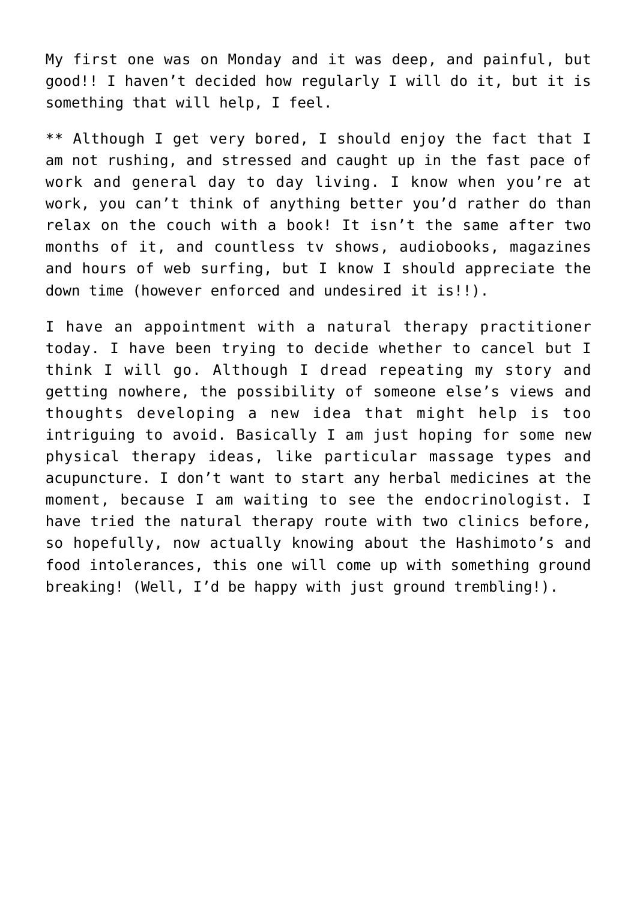My first one was on Monday and it was deep, and painful, but good!! I haven't decided how regularly I will do it, but it is something that will help, I feel.

** Although I get very bored, I should enjoy the fact that I am not rushing, and stressed and caught up in the fast pace of work and general day to day living. I know when you're at work, you can't think of anything better you'd rather do than relax on the couch with a book! It isn't the same after two months of it, and countless tv shows, audiobooks, magazines and hours of web surfing, but I know I should appreciate the down time (however enforced and undesired it is!!).

I have an appointment with a natural therapy practitioner today. I have been trying to decide whether to cancel but I think I will go. Although I dread repeating my story and getting nowhere, the possibility of someone else's views and thoughts developing a new idea that might help is too intriguing to avoid. Basically I am just hoping for some new physical therapy ideas, like particular massage types and acupuncture. I don't want to start any herbal medicines at the moment, because I am waiting to see the endocrinologist. I have tried the natural therapy route with two clinics before, so hopefully, now actually knowing about the Hashimoto's and food intolerances, this one will come up with something ground breaking! (Well, I'd be happy with just ground trembling!).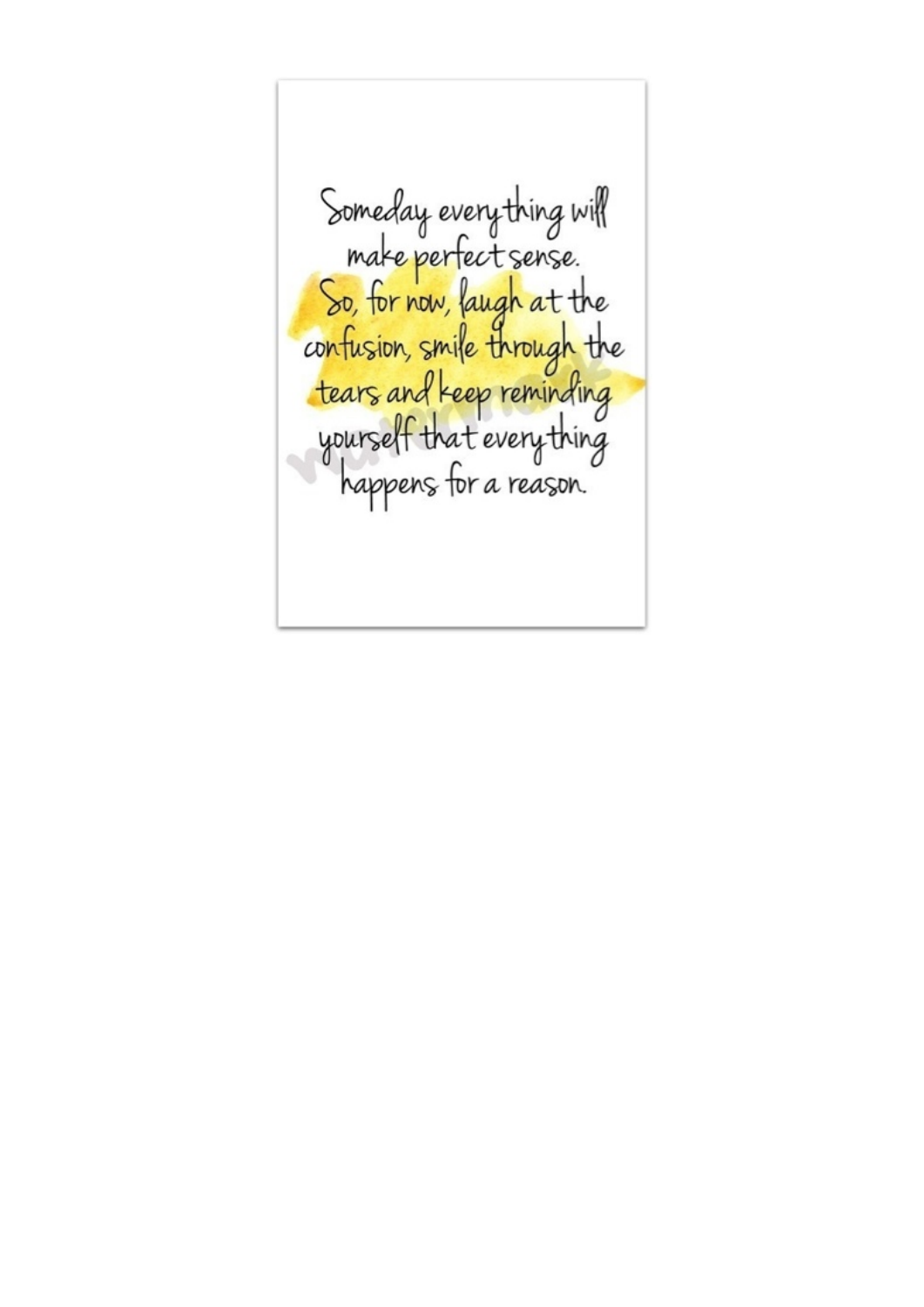Someday everything will
make perfect sense.
So, for now, laugh at the
confusion, smile through the
tears and keep reminding
yourself that everything
happens for a reason.